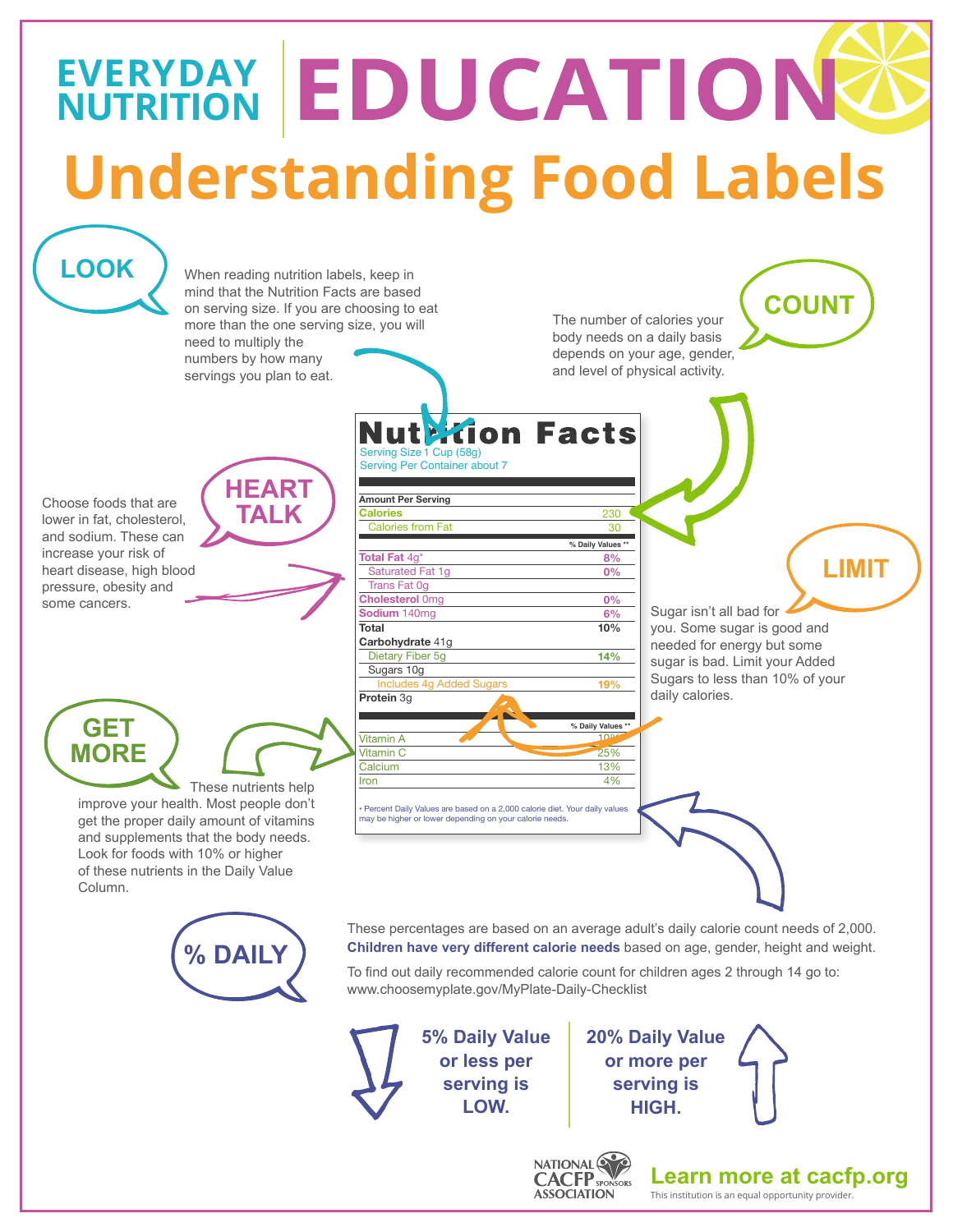# EVERYDAY NUTRITION EDUCATION

# Understanding Food Labels

## LOOK

When reading nutrition labels, keep in mind that the Nutrition Facts are based on serving size. If you are choosing to eat more than the one serving size, you will need to multiply the numbers by how many servings you plan to eat.

## COUNT

The number of calories your body needs on a daily basis depends on your age, gender, and level of physical activity.

## HEART TALK

Choose foods that are lower in fat, cholesterol, and sodium. These can increase your risk of heart disease, high blood pressure, obesity and some cancers.

### Nutrition Facts

Serving Size 1 Cup (58g)
Serving Per Container about 7

| Amount Per Serving | |
|---|---|
| **Calories** | 230 |
| Calories from Fat | 30 |
| | **% Daily Values \*\*** |
| **Total Fat** 4g* | **8%** |
| Saturated Fat 1g | **0%** |
| Trans Fat 0g | |
| **Cholesterol** 0mg | **0%** |
| **Sodium** 140mg | **6%** |
| **Total Carbohydrate** 41g | **10%** |
| Dietary Fiber 5g | **14%** |
| Sugars 10g | |
| Includes 4g Added Sugars | **19%** |
| **Protein** 3g | |
| | **% Daily Values \*\*** |
| Vitamin A | 10% |
| Vitamin C | 25% |
| Calcium | 13% |
| Iron | 4% |

\* Percent Daily Values are based on a 2,000 calorie diet. Your daily values may be higher or lower depending on your calorie needs.

## LIMIT

Sugar isn't all bad for you. Some sugar is good and needed for energy but some sugar is bad. Limit your Added Sugars to less than 10% of your daily calories.

## GET MORE

These nutrients help improve your health. Most people don't get the proper daily amount of vitamins and supplements that the body needs. Look for foods with 10% or higher of these nutrients in the Daily Value Column.

## % DAILY

These percentages are based on an average adult's daily calorie count needs of 2,000. **Children have very different calorie needs** based on age, gender, height and weight.

To find out daily recommended calorie count for children ages 2 through 14 go to: www.choosemyplate.gov/MyPlate-Daily-Checklist

**5% Daily Value or less per serving is LOW.**

**20% Daily Value or more per serving is HIGH.**

NATIONAL CACFP SPONSORS ASSOCIATION

**Learn more at cacfp.org**

This institution is an equal opportunity provider.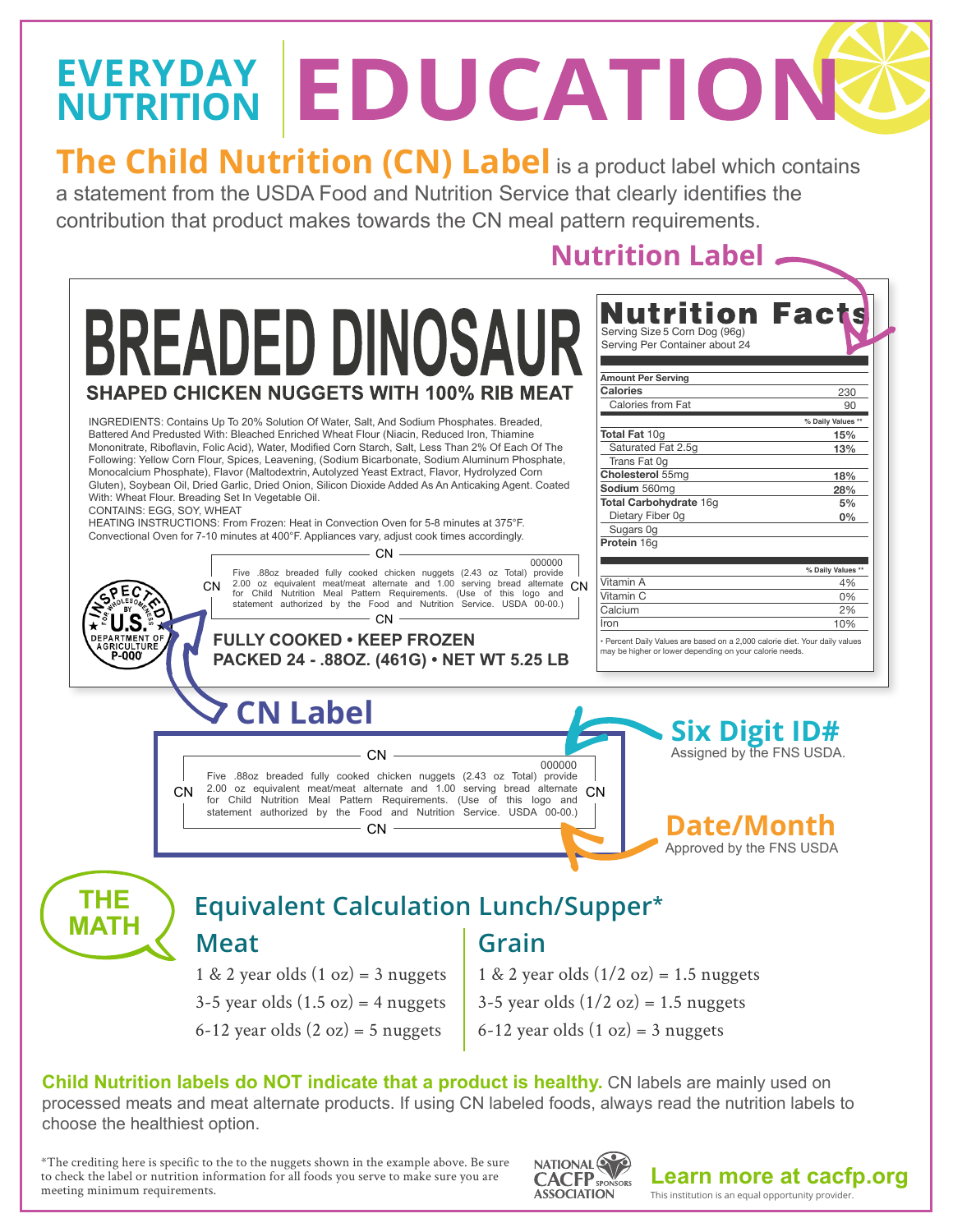# EVERYDAY NUTRITION EDUCATION

**The Child Nutrition (CN) Label** is a product label which contains a statement from the USDA Food and Nutrition Service that clearly identifies the contribution that product makes towards the CN meal pattern requirements.

**Nutrition Label**

# BREADED DINOSAUR

**SHAPED CHICKEN NUGGETS WITH 100% RIB MEAT**

INGREDIENTS: Contains Up To 20% Solution Of Water, Salt, And Sodium Phosphates. Breaded, Battered And Predusted With: Bleached Enriched Wheat Flour (Niacin, Reduced Iron, Thiamine Mononitrate, Riboflavin, Folic Acid), Water, Modified Corn Starch, Salt, Less Than 2% Of Each Of The Following: Yellow Corn Flour, Spices, Leavening, (Sodium Bicarbonate, Sodium Aluminum Phosphate, Monocalcium Phosphate), Flavor (Maltodextrin, Autolyzed Yeast Extract, Flavor, Hydrolyzed Corn Gluten), Soybean Oil, Dried Garlic, Dried Onion, Silicon Dioxide Added As An Anticaking Agent. Coated With: Wheat Flour. Breading Set In Vegetable Oil.
CONTAINS: EGG, SOY, WHEAT
HEATING INSTRUCTIONS: From Frozen: Heat in Convection Oven for 5-8 minutes at 375°F. Convectional Oven for 7-10 minutes at 400°F. Appliances vary, adjust cook times accordingly.

CN 000000 Five .88oz breaded fully cooked chicken nuggets (2.43 oz Total) provide 2.00 oz equivalent meat/meat alternate and 1.00 serving bread alternate for Child Nutrition Meal Pattern Requirements. (Use of this logo and statement authorized by the Food and Nutrition Service. USDA 00-00.) CN

INSPECTED FOR WHOLESOMENESS BY U.S. DEPARTMENT OF AGRICULTURE P-000

**FULLY COOKED • KEEP FROZEN**
**PACKED 24 - .88OZ. (461G) • NET WT 5.25 LB**

**Nutrition Facts**
Serving Size 5 Corn Dog (96g)
Serving Per Container about 24

| Amount Per Serving | |
|---|---|
| **Calories** | 230 |
| Calories from Fat | 90 |
| | % Daily Values ** |
| **Total Fat** 10g | 15% |
| Saturated Fat 2.5g | 13% |
| Trans Fat 0g | |
| **Cholesterol** 55mg | 18% |
| **Sodium** 560mg | 28% |
| **Total Carbohydrate** 16g | 5% |
| Dietary Fiber 0g | 0% |
| Sugars 0g | |
| **Protein** 16g | |
| | % Daily Values ** |
| Vitamin A | 4% |
| Vitamin C | 0% |
| Calcium | 2% |
| Iron | 10% |

• Percent Daily Values are based on a 2,000 calorie diet. Your daily values may be higher or lower depending on your calorie needs.

## CN Label

CN 000000 Five .88oz breaded fully cooked chicken nuggets (2.43 oz Total) provide 2.00 oz equivalent meat/meat alternate and 1.00 serving bread alternate for Child Nutrition Meal Pattern Requirements. (Use of this logo and statement authorized by the Food and Nutrition Service. USDA 00-00.) CN

**Six Digit ID#**
Assigned by the FNS USDA.

**Date/Month**
Approved by the FNS USDA

## THE MATH

### Equivalent Calculation Lunch/Supper*

**Meat**

1 & 2 year olds (1 oz) = 3 nuggets
3-5 year olds (1.5 oz) = 4 nuggets
6-12 year olds (2 oz) = 5 nuggets

**Grain**

1 & 2 year olds (1/2 oz) = 1.5 nuggets
3-5 year olds (1/2 oz) = 1.5 nuggets
6-12 year olds (1 oz) = 3 nuggets

**Child Nutrition labels do NOT indicate that a product is healthy.** CN labels are mainly used on processed meats and meat alternate products. If using CN labeled foods, always read the nutrition labels to choose the healthiest option.

*The crediting here is specific to the to the nuggets shown in the example above. Be sure to check the label or nutrition information for all foods you serve to make sure you are meeting minimum requirements.

NATIONAL CACFP SPONSORS ASSOCIATION

**Learn more at cacfp.org**
This institution is an equal opportunity provider.